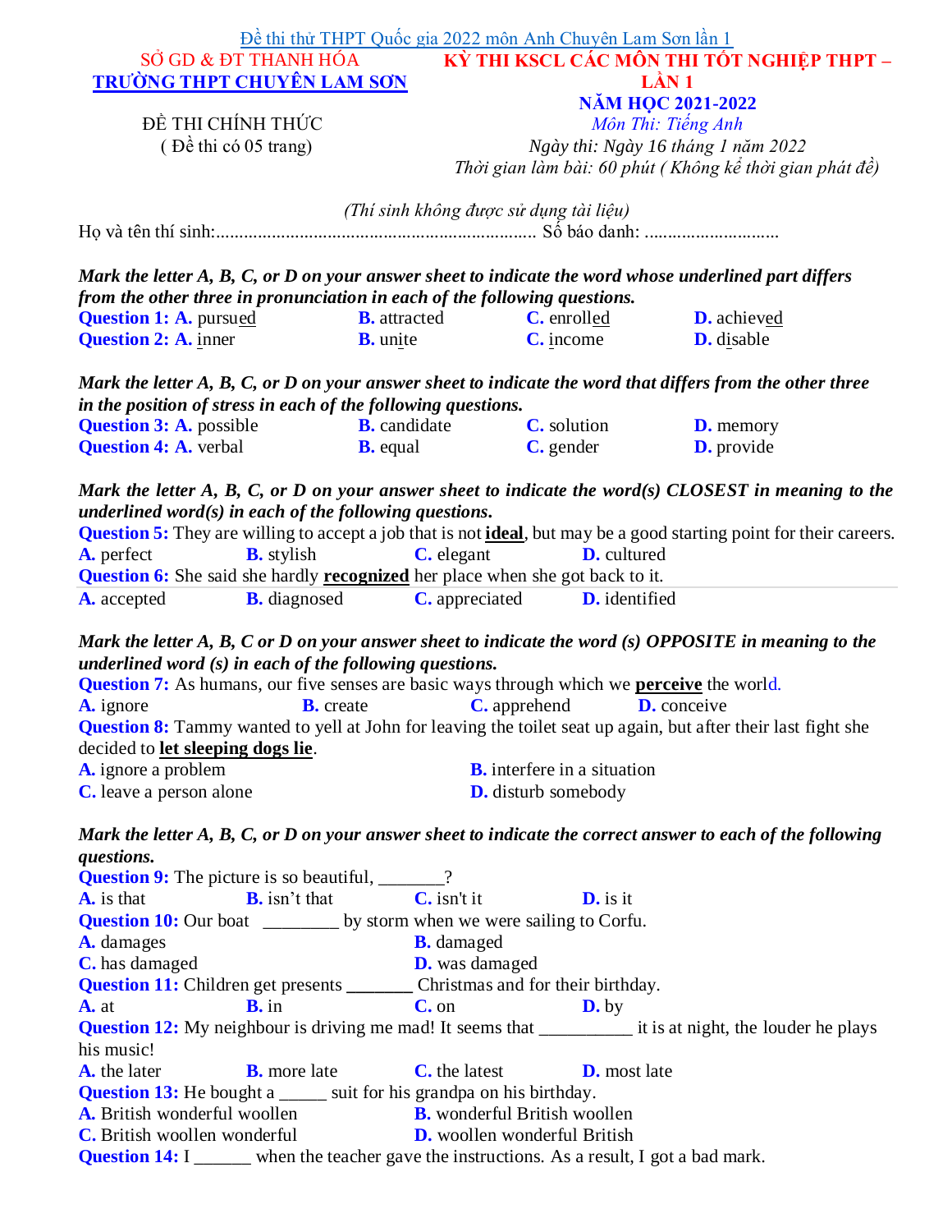Đề thi thử THPT Quốc gia 2022 môn Anh Chuyên Lam Sơn lần 1

SỞ GD & ĐT THANH HÓA
**TRƯỜNG THPT CHUYÊN LAM SƠN**

ĐỀ THI CHÍNH THỨC
( Đề thi có 05 trang)

**KỲ THI KSCL CÁC MÔN THI TỐT NGHIỆP THPT – LẦN 1**
**NĂM HỌC 2021-2022**
*Môn Thi: Tiếng Anh*
*Ngày thi: Ngày 16 tháng 1 năm 2022*
*Thời gian làm bài: 60 phút ( Không kể thời gian phát đề)*

*(Thí sinh không được sử dụng tài liệu)*

Họ và tên thí sinh:...................................................................... Số báo danh: ............................

***Mark the letter A, B, C, or D on your answer sheet to indicate the word whose underlined part differs from the other three in pronunciation in each of the following questions.***

**Question 1:** **A.** pursu<u>ed</u> **B.** attract<u>ed</u> **C.** enroll<u>ed</u> **D.** achiev<u>ed</u>

**Question 2:** **A.** <u>i</u>nner **B.** un<u>i</u>te **C.** <u>i</u>ncome **D.** d<u>i</u>sable

***Mark the letter A, B, C, or D on your answer sheet to indicate the word that differs from the other three in the position of stress in each of the following questions.***

**Question 3:** **A.** possible **B.** candidate **C.** solution **D.** memory

**Question 4:** **A.** verbal **B.** equal **C.** gender **D.** provide

***Mark the letter A, B, C, or D on your answer sheet to indicate the word(s) CLOSEST in meaning to the underlined word(s) in each of the following questions.***

**Question 5:** They are willing to accept a job that is not **<u>ideal</u>**, but may be a good starting point for their careers.

**A.** perfect **B.** stylish **C.** elegant **D.** cultured

**Question 6:** She said she hardly **<u>recognized</u>** her place when she got back to it.

**A.** accepted **B.** diagnosed **C.** appreciated **D.** identified

***Mark the letter A, B, C or D on your answer sheet to indicate the word (s) OPPOSITE in meaning to the underlined word (s) in each of the following questions.***

**Question 7:** As humans, our five senses are basic ways through which we **<u>perceive</u>** the world.

**A.** ignore **B.** create **C.** apprehend **D.** conceive

**Question 8:** Tammy wanted to yell at John for leaving the toilet seat up again, but after their last fight she decided to **<u>let sleeping dogs lie</u>**.

**A.** ignore a problem **B.** interfere in a situation

**C.** leave a person alone **D.** disturb somebody

***Mark the letter A, B, C, or D on your answer sheet to indicate the correct answer to each of the following questions.***

**Question 9:** The picture is so beautiful, _______?

**A.** is that **B.** isn't that **C.** isn't it **D.** is it

**Question 10:** Our boat ________ by storm when we were sailing to Corfu.

**A.** damages **B.** damaged

**C.** has damaged **D.** was damaged

**Question 11:** Children get presents _______ Christmas and for their birthday.

**A.** at **B.** in **C.** on **D.** by

**Question 12:** My neighbour is driving me mad! It seems that __________ it is at night, the louder he plays his music!

**A.** the later **B.** more late **C.** the latest **D.** most late

**Question 13:** He bought a _____ suit for his grandpa on his birthday.

**A.** British wonderful woollen **B.** wonderful British woollen

**C.** British woollen wonderful **D.** woollen wonderful British

**Question 14:** I ______ when the teacher gave the instructions. As a result, I got a bad mark.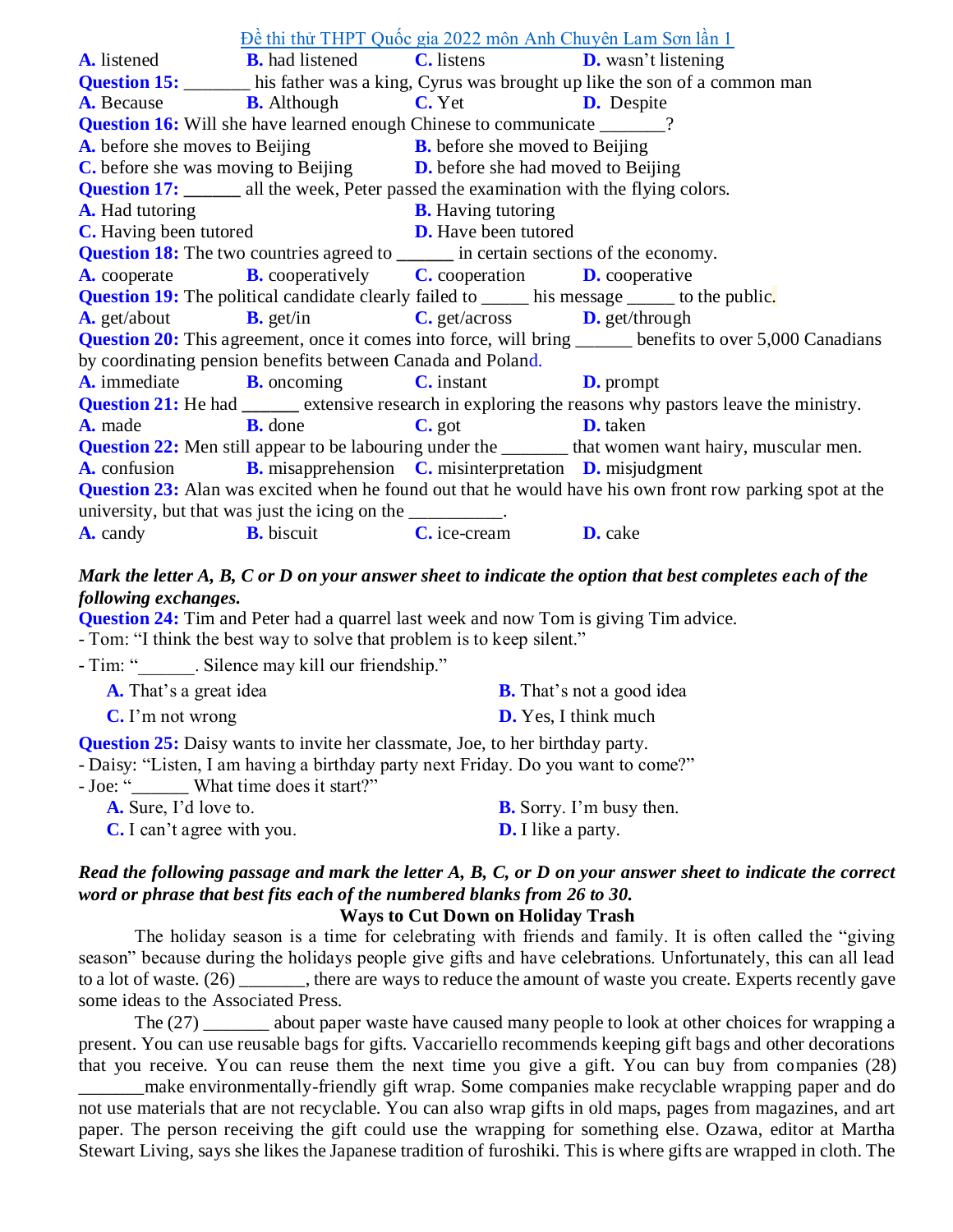**A.** listened **B.** had listened **C.** listens **D.** wasn't listening

**Question 15:** _______ his father was a king, Cyrus was brought up like the son of a common man

**A.** Because **B.** Although **C.** Yet **D.** Despite

**Question 16:** Will she have learned enough Chinese to communicate _______?

**A.** before she moves to Beijing

**B.** before she moved to Beijing

**C.** before she was moving to Beijing

**D.** before she had moved to Beijing

**Question 17:** ______ all the week, Peter passed the examination with the flying colors.

**A.** Had tutoring

**B.** Having tutoring

**C.** Having been tutored

**D.** Have been tutored

**Question 18:** The two countries agreed to ______ in certain sections of the economy.

**A.** cooperate **B.** cooperatively **C.** cooperation **D.** cooperative

**Question 19:** The political candidate clearly failed to _____ his message _____ to the public.

**A.** get/about **B.** get/in **C.** get/across **D.** get/through

**Question 20:** This agreement, once it comes into force, will bring ______ benefits to over 5,000 Canadians by coordinating pension benefits between Canada and Poland.

**A.** immediate **B.** oncoming **C.** instant **D.** prompt

**Question 21:** He had ______ extensive research in exploring the reasons why pastors leave the ministry.

**A.** made **B.** done **C.** got **D.** taken

**Question 22:** Men still appear to be labouring under the _______ that women want hairy, muscular men.

**A.** confusion **B.** misapprehension **C.** misinterpretation **D.** misjudgment

**Question 23:** Alan was excited when he found out that he would have his own front row parking spot at the university, but that was just the icing on the __________.

**A.** candy **B.** biscuit **C.** ice-cream **D.** cake

***Mark the letter A, B, C or D on your answer sheet to indicate the option that best completes each of the following exchanges.***

**Question 24:** Tim and Peter had a quarrel last week and now Tom is giving Tim advice.

- Tom: "I think the best way to solve that problem is to keep silent."
- Tim: "______. Silence may kill our friendship."

**A.** That's a great idea

**B.** That's not a good idea

**C.** I'm not wrong

**D.** Yes, I think much

**Question 25:** Daisy wants to invite her classmate, Joe, to her birthday party.

- Daisy: "Listen, I am having a birthday party next Friday. Do you want to come?"
- Joe: "______ What time does it start?"

**A.** Sure, I'd love to.

**B.** Sorry. I'm busy then.

**C.** I can't agree with you.

**D.** I like a party.

***Read the following passage and mark the letter A, B, C, or D on your answer sheet to indicate the correct word or phrase that best fits each of the numbered blanks from 26 to 30.***

**Ways to Cut Down on Holiday Trash**

The holiday season is a time for celebrating with friends and family. It is often called the "giving season" because during the holidays people give gifts and have celebrations. Unfortunately, this can all lead to a lot of waste. (26) _______, there are ways to reduce the amount of waste you create. Experts recently gave some ideas to the Associated Press.

The (27) _______ about paper waste have caused many people to look at other choices for wrapping a present. You can use reusable bags for gifts. Vaccariello recommends keeping gift bags and other decorations that you receive. You can reuse them the next time you give a gift. You can buy from companies (28) _______make environmentally-friendly gift wrap. Some companies make recyclable wrapping paper and do not use materials that are not recyclable. You can also wrap gifts in old maps, pages from magazines, and art paper. The person receiving the gift could use the wrapping for something else. Ozawa, editor at Martha Stewart Living, says she likes the Japanese tradition of furoshiki. This is where gifts are wrapped in cloth. The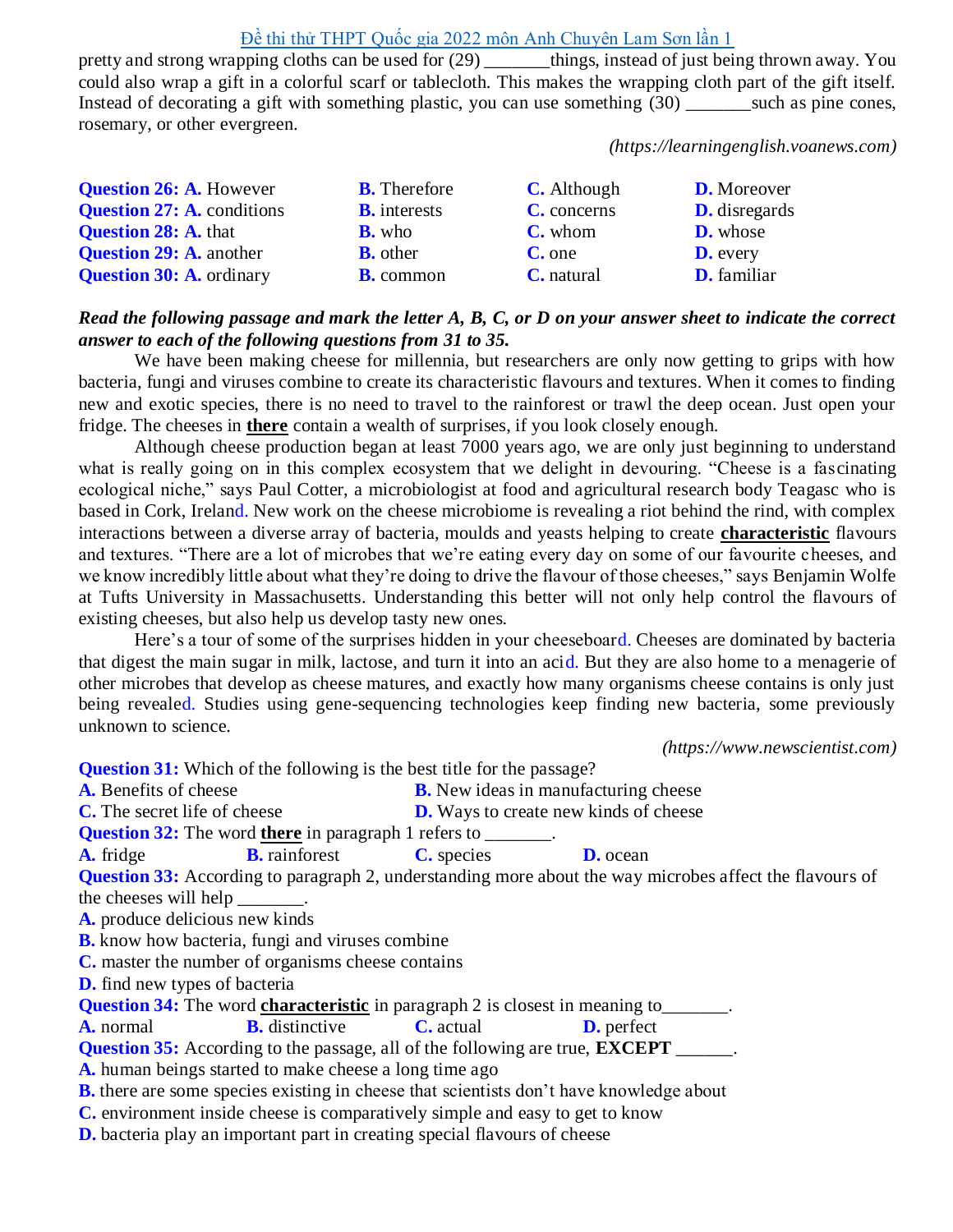pretty and strong wrapping cloths can be used for (29) _______things, instead of just being thrown away. You could also wrap a gift in a colorful scarf or tablecloth. This makes the wrapping cloth part of the gift itself. Instead of decorating a gift with something plastic, you can use something (30) _______such as pine cones, rosemary, or other evergreen.

*(https://learningenglish.voanews.com)*

**Question 26:** **A.** However **B.** Therefore **C.** Although **D.** Moreover

**Question 27:** **A.** conditions **B.** interests **C.** concerns **D.** disregards

**Question 28:** **A.** that **B.** who **C.** whom **D.** whose

**Question 29:** **A.** another **B.** other **C.** one **D.** every

**Question 30:** **A.** ordinary **B.** common **C.** natural **D.** familiar

***Read the following passage and mark the letter A, B, C, or D on your answer sheet to indicate the correct answer to each of the following questions from 31 to 35.***

We have been making cheese for millennia, but researchers are only now getting to grips with how bacteria, fungi and viruses combine to create its characteristic flavours and textures. When it comes to finding new and exotic species, there is no need to travel to the rainforest or trawl the deep ocean. Just open your fridge. The cheeses in **there** contain a wealth of surprises, if you look closely enough.

Although cheese production began at least 7000 years ago, we are only just beginning to understand what is really going on in this complex ecosystem that we delight in devouring. "Cheese is a fascinating ecological niche," says Paul Cotter, a microbiologist at food and agricultural research body Teagasc who is based in Cork, Ireland. New work on the cheese microbiome is revealing a riot behind the rind, with complex interactions between a diverse array of bacteria, moulds and yeasts helping to create **characteristic** flavours and textures. "There are a lot of microbes that we're eating every day on some of our favourite cheeses, and we know incredibly little about what they're doing to drive the flavour of those cheeses," says Benjamin Wolfe at Tufts University in Massachusetts. Understanding this better will not only help control the flavours of existing cheeses, but also help us develop tasty new ones.

Here's a tour of some of the surprises hidden in your cheeseboard. Cheeses are dominated by bacteria that digest the main sugar in milk, lactose, and turn it into an acid. But they are also home to a menagerie of other microbes that develop as cheese matures, and exactly how many organisms cheese contains is only just being revealed. Studies using gene-sequencing technologies keep finding new bacteria, some previously unknown to science.

*(https://www.newscientist.com)*

**Question 31:** Which of the following is the best title for the passage?

**A.** Benefits of cheese
**B.** New ideas in manufacturing cheese
**C.** The secret life of cheese
**D.** Ways to create new kinds of cheese

**Question 32:** The word **there** in paragraph 1 refers to _______.

**A.** fridge **B.** rainforest **C.** species **D.** ocean

**Question 33:** According to paragraph 2, understanding more about the way microbes affect the flavours of the cheeses will help _______.

**A.** produce delicious new kinds
**B.** know how bacteria, fungi and viruses combine
**C.** master the number of organisms cheese contains
**D.** find new types of bacteria

**Question 34:** The word **characteristic** in paragraph 2 is closest in meaning to_______.

**A.** normal **B.** distinctive **C.** actual **D.** perfect

**Question 35:** According to the passage, all of the following are true, **EXCEPT** ______.

**A.** human beings started to make cheese a long time ago
**B.** there are some species existing in cheese that scientists don't have knowledge about
**C.** environment inside cheese is comparatively simple and easy to get to know
**D.** bacteria play an important part in creating special flavours of cheese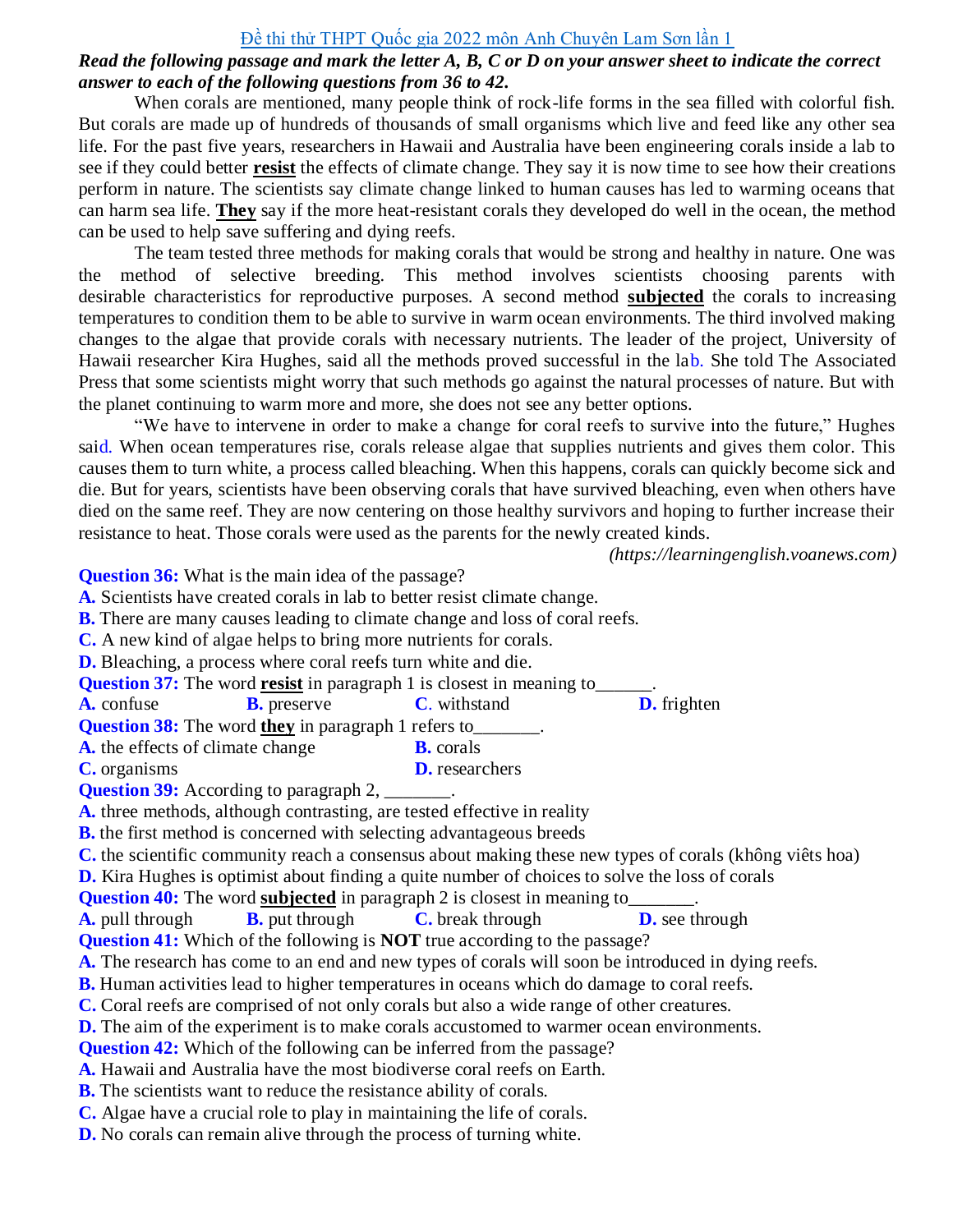Đề thi thử THPT Quốc gia 2022 môn Anh Chuyên Lam Sơn lần 1

***Read the following passage and mark the letter A, B, C or D on your answer sheet to indicate the correct answer to each of the following questions from 36 to 42.***

When corals are mentioned, many people think of rock-life forms in the sea filled with colorful fish. But corals are made up of hundreds of thousands of small organisms which live and feed like any other sea life. For the past five years, researchers in Hawaii and Australia have been engineering corals inside a lab to see if they could better **resist** the effects of climate change. They say it is now time to see how their creations perform in nature. The scientists say climate change linked to human causes has led to warming oceans that can harm sea life. **They** say if the more heat-resistant corals they developed do well in the ocean, the method can be used to help save suffering and dying reefs.

The team tested three methods for making corals that would be strong and healthy in nature. One was the method of selective breeding. This method involves scientists choosing parents with desirable characteristics for reproductive purposes. A second method **subjected** the corals to increasing temperatures to condition them to be able to survive in warm ocean environments. The third involved making changes to the algae that provide corals with necessary nutrients. The leader of the project, University of Hawaii researcher Kira Hughes, said all the methods proved successful in the lab. She told The Associated Press that some scientists might worry that such methods go against the natural processes of nature. But with the planet continuing to warm more and more, she does not see any better options.

"We have to intervene in order to make a change for coral reefs to survive into the future," Hughes said. When ocean temperatures rise, corals release algae that supplies nutrients and gives them color. This causes them to turn white, a process called bleaching. When this happens, corals can quickly become sick and die. But for years, scientists have been observing corals that have survived bleaching, even when others have died on the same reef. They are now centering on those healthy survivors and hoping to further increase their resistance to heat. Those corals were used as the parents for the newly created kinds.

*(https://learningenglish.voanews.com)*

**Question 36:** What is the main idea of the passage?
**A.** Scientists have created corals in lab to better resist climate change.
**B.** There are many causes leading to climate change and loss of coral reefs.
**C.** A new kind of algae helps to bring more nutrients for corals.
**D.** Bleaching, a process where coral reefs turn white and die.

**Question 37:** The word **resist** in paragraph 1 is closest in meaning to______.
**A.** confuse **B.** preserve **C.** withstand **D.** frighten

**Question 38:** The word **they** in paragraph 1 refers to_______.
**A.** the effects of climate change **B.** corals
**C.** organisms **D.** researchers

**Question 39:** According to paragraph 2, _______.
**A.** three methods, although contrasting, are tested effective in reality
**B.** the first method is concerned with selecting advantageous breeds
**C.** the scientific community reach a consensus about making these new types of corals (không viêts hoa)
**D.** Kira Hughes is optimist about finding a quite number of choices to solve the loss of corals

**Question 40:** The word **subjected** in paragraph 2 is closest in meaning to_______.
**A.** pull through **B.** put through **C.** break through **D.** see through

**Question 41:** Which of the following is **NOT** true according to the passage?
**A.** The research has come to an end and new types of corals will soon be introduced in dying reefs.
**B.** Human activities lead to higher temperatures in oceans which do damage to coral reefs.
**C.** Coral reefs are comprised of not only corals but also a wide range of other creatures.
**D.** The aim of the experiment is to make corals accustomed to warmer ocean environments.

**Question 42:** Which of the following can be inferred from the passage?
**A.** Hawaii and Australia have the most biodiverse coral reefs on Earth.
**B.** The scientists want to reduce the resistance ability of corals.
**C.** Algae have a crucial role to play in maintaining the life of corals.
**D.** No corals can remain alive through the process of turning white.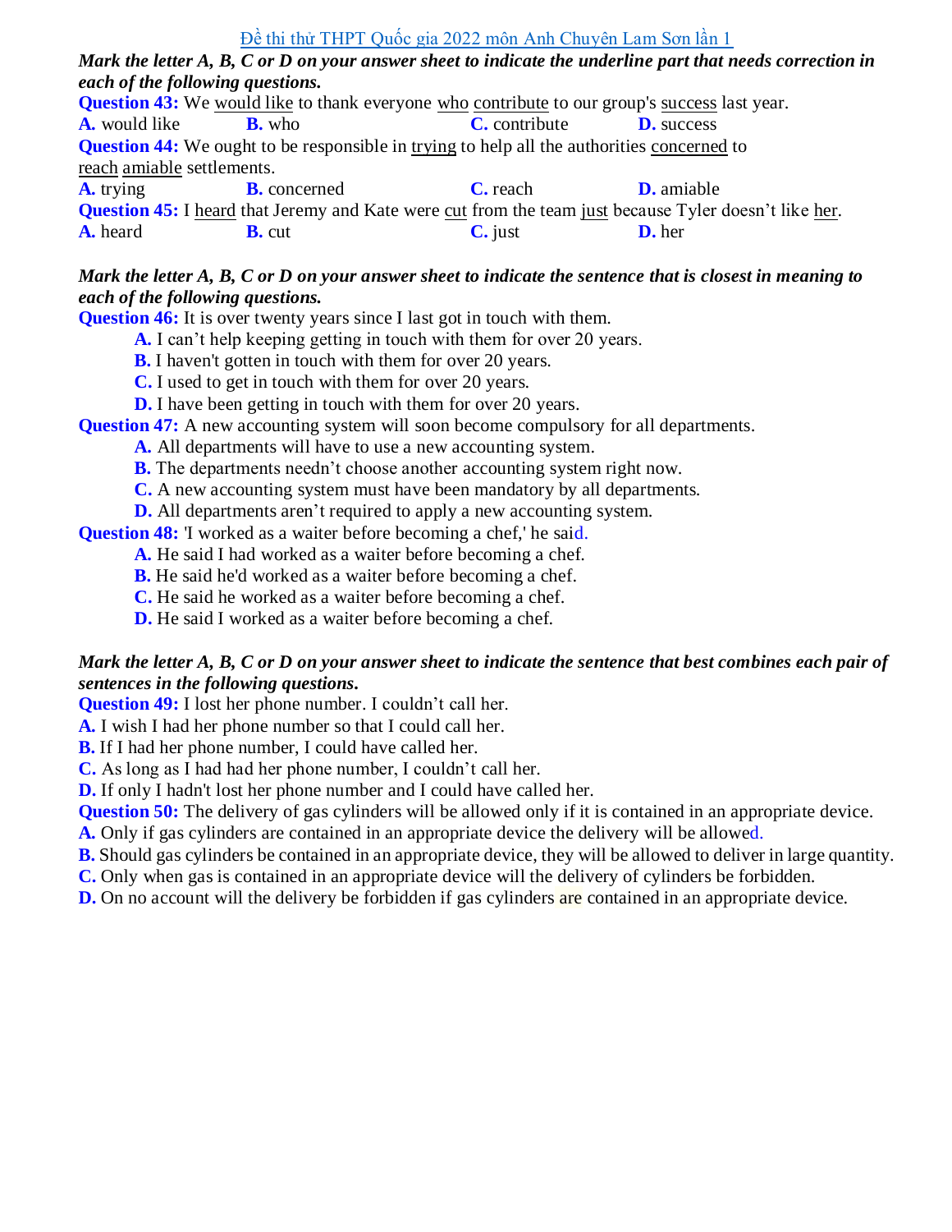Đề thi thử THPT Quốc gia 2022 môn Anh Chuyên Lam Sơn lần 1

***Mark the letter A, B, C or D on your answer sheet to indicate the underline part that needs correction in each of the following questions.***

**Question 43:** We would like to thank everyone who contribute to our group's success last year.

**A.** would like **B.** who **C.** contribute **D.** success

**Question 44:** We ought to be responsible in trying to help all the authorities concerned to reach amiable settlements.

**A.** trying **B.** concerned **C.** reach **D.** amiable

**Question 45:** I heard that Jeremy and Kate were cut from the team just because Tyler doesn't like her.

**A.** heard **B.** cut **C.** just **D.** her

***Mark the letter A, B, C or D on your answer sheet to indicate the sentence that is closest in meaning to each of the following questions.***

**Question 46:** It is over twenty years since I last got in touch with them.

**A.** I can't help keeping getting in touch with them for over 20 years.
**B.** I haven't gotten in touch with them for over 20 years.
**C.** I used to get in touch with them for over 20 years.
**D.** I have been getting in touch with them for over 20 years.

**Question 47:** A new accounting system will soon become compulsory for all departments.

**A.** All departments will have to use a new accounting system.
**B.** The departments needn't choose another accounting system right now.
**C.** A new accounting system must have been mandatory by all departments.
**D.** All departments aren't required to apply a new accounting system.

**Question 48:** 'I worked as a waiter before becoming a chef,' he said.

**A.** He said I had worked as a waiter before becoming a chef.
**B.** He said he'd worked as a waiter before becoming a chef.
**C.** He said he worked as a waiter before becoming a chef.
**D.** He said I worked as a waiter before becoming a chef.

***Mark the letter A, B, C or D on your answer sheet to indicate the sentence that best combines each pair of sentences in the following questions.***

**Question 49:** I lost her phone number. I couldn't call her.

**A.** I wish I had her phone number so that I could call her.
**B.** If I had her phone number, I could have called her.
**C.** As long as I had had her phone number, I couldn't call her.
**D.** If only I hadn't lost her phone number and I could have called her.

**Question 50:** The delivery of gas cylinders will be allowed only if it is contained in an appropriate device.

**A.** Only if gas cylinders are contained in an appropriate device the delivery will be allowed.
**B.** Should gas cylinders be contained in an appropriate device, they will be allowed to deliver in large quantity.
**C.** Only when gas is contained in an appropriate device will the delivery of cylinders be forbidden.
**D.** On no account will the delivery be forbidden if gas cylinders are contained in an appropriate device.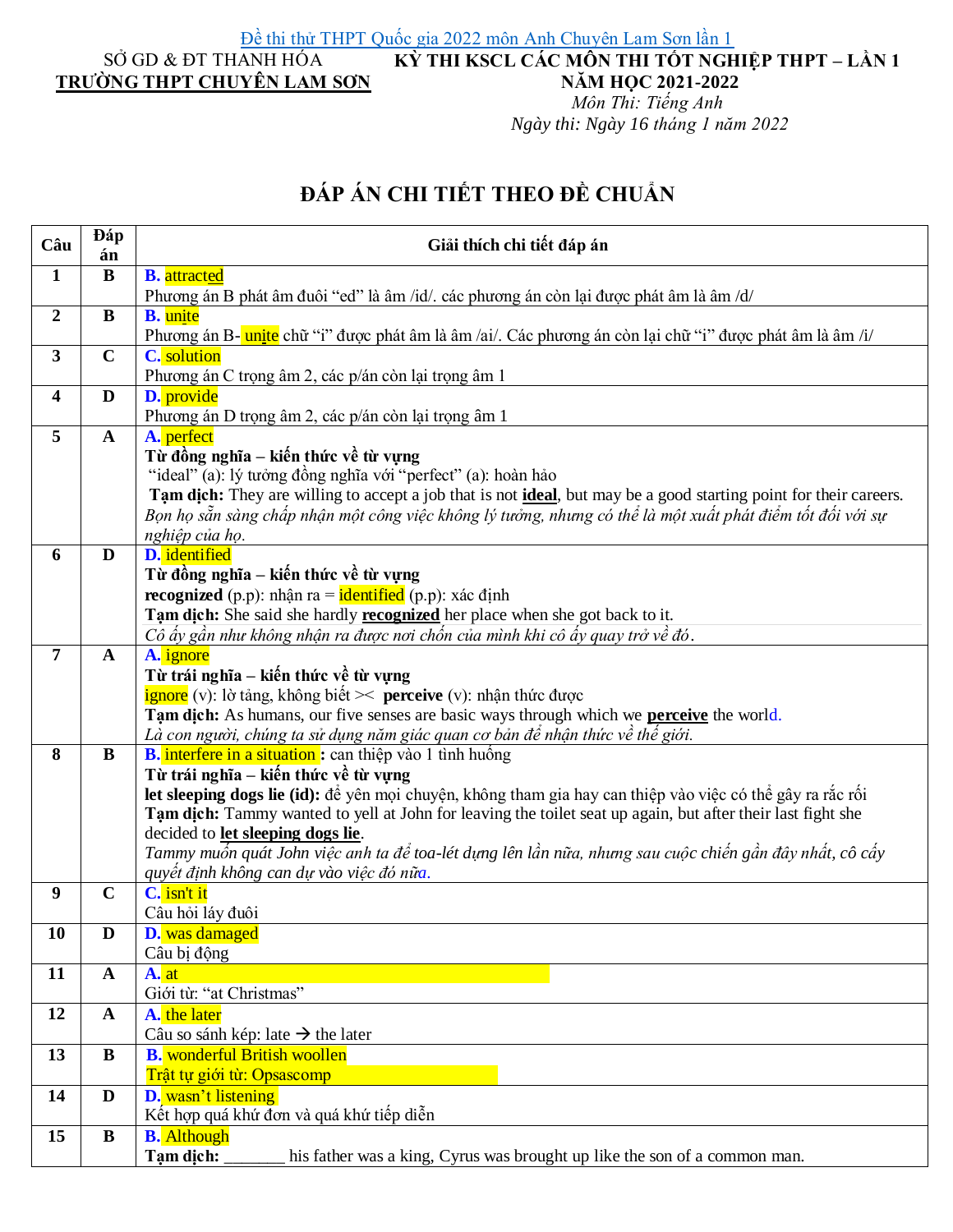[Đề thi thử THPT Quốc gia 2022 môn Anh Chuyên Lam Sơn lần 1]

SỞ GD & ĐT THANH HÓA
**TRƯỜNG THPT CHUYÊN LAM SƠN**

**KỲ THI KSCL CÁC MÔN THI TỐT NGHIỆP THPT – LẦN 1**
**NĂM HỌC 2021-2022**
*Môn Thi: Tiếng Anh*
*Ngày thi: Ngày 16 tháng 1 năm 2022*

## ĐÁP ÁN CHI TIẾT THEO ĐỀ CHUẨN

| Câu | Đáp án | Giải thích chi tiết đáp án |
|---|---|---|
| 1 | B | **B.** attracted<br>Phương án B phát âm đuôi "ed" là âm /id/. các phương án còn lại được phát âm là âm /d/ |
| 2 | B | **B.** unite<br>Phương án B- unite chữ "i" được phát âm là âm /ai/. Các phương án còn lại chữ "i" được phát âm là âm /i/ |
| 3 | C | **C.** solution<br>Phương án C trọng âm 2, các p/án còn lại trọng âm 1 |
| 4 | D | **D.** provide<br>Phương án D trọng âm 2, các p/án còn lại trọng âm 1 |
| 5 | A | **A.** perfect<br>**Từ đồng nghĩa – kiến thức về từ vựng**<br>"ideal" (a): lý tưởng đồng nghĩa với "perfect" (a): hoàn hảo<br>**Tạm dịch:** They are willing to accept a job that is not **ideal**, but may be a good starting point for their careers.<br>*Bọn họ sẵn sàng chấp nhận một công việc không lý tưởng, nhưng có thể là một xuất phát điểm tốt đối với sự nghiệp của họ.* |
| 6 | D | **D.** identified<br>**Từ đồng nghĩa – kiến thức về từ vựng**<br>**recognized** (p.p): nhận ra = identified (p.p): xác định<br>**Tạm dịch:** She said she hardly **recognized** her place when she got back to it.<br>*Cô ấy gần như không nhận ra được nơi chốn của mình khi cô ấy quay trở về đó.* |
| 7 | A | **A.** ignore<br>**Từ trái nghĩa – kiến thức về từ vựng**<br>ignore (v): lờ tảng, không biết >< **perceive** (v): nhận thức được<br>**Tạm dịch:** As humans, our five senses are basic ways through which we **perceive** the world.<br>*Là con người, chúng ta sử dụng năm giác quan cơ bản để nhận thức về thế giới.* |
| 8 | B | **B.** interfere in a situation **:** can thiệp vào 1 tình huống<br>**Từ trái nghĩa – kiến thức về từ vựng**<br>**let sleeping dogs lie (id):** để yên mọi chuyện, không tham gia hay can thiệp vào việc có thể gây ra rắc rối<br>**Tạm dịch:** Tammy wanted to yell at John for leaving the toilet seat up again, but after their last fight she decided to **let sleeping dogs lie**.<br>*Tammy muốn quát John việc anh ta để toa-lét dựng lên lần nữa, nhưng sau cuộc chiến gần đây nhất, cô cấy quyết định không can dự vào việc đó nữa.* |
| 9 | C | **C.** isn't it<br>Câu hỏi láy đuôi |
| 10 | D | **D.** was damaged<br>Câu bị động |
| 11 | A | **A.** at<br>Giới từ: "at Christmas" |
| 12 | A | **A.** the later<br>Câu so sánh kép: late → the later |
| 13 | B | **B.** wonderful British woollen<br>Trật tự giới từ: Opsascomp |
| 14 | D | **D.** wasn't listening<br>Kết hợp quá khứ đơn và quá khứ tiếp diễn |
| 15 | B | **B.** Although<br>**Tạm dịch:** _______ his father was a king, Cyrus was brought up like the son of a common man. |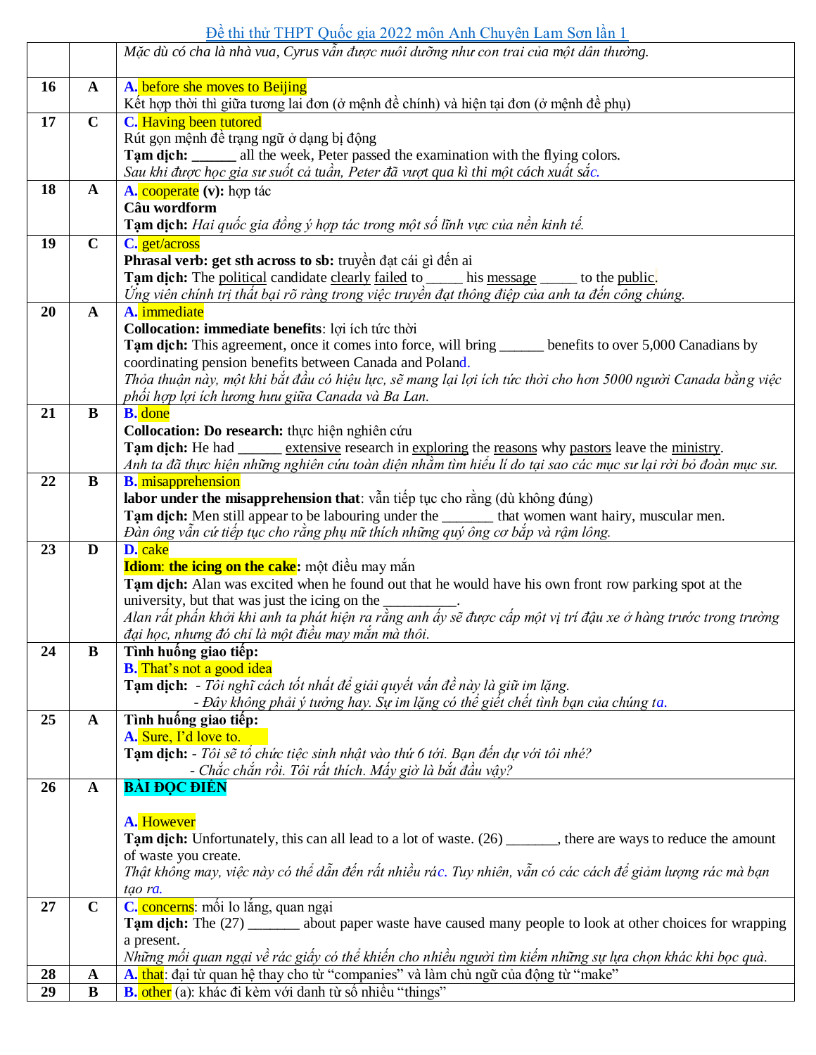|  |  | *Mặc dù có cha là nhà vua, Cyrus vẫn được nuôi dưỡng như con trai của một dân thường.* |
|---|---|---|
| 16 | A | **A.** before she moves to Beijing<br>Kết hợp thời thì giữa tương lai đơn (ở mệnh đề chính) và hiện tại đơn (ở mệnh đề phụ) |
| 17 | C | **C.** Having been tutored<br>Rút gọn mệnh đề trạng ngữ ở dạng bị động<br>**Tạm dịch:** ______ all the week, Peter passed the examination with the flying colors.<br>*Sau khi được học gia sư suốt cả tuần, Peter đã vượt qua kì thi một cách xuất sắc.* |
| 18 | A | **A.** cooperate **(v):** hợp tác<br>**Câu wordform**<br>**Tạm dịch:** *Hai quốc gia đồng ý hợp tác trong một số lĩnh vực của nền kinh tế.* |
| 19 | C | **C.** get/across<br>**Phrasal verb: get sth across to sb:** truyền đạt cái gì đến ai<br>**Tạm dịch:** The political candidate clearly failed to _____ his message _____ to the public.<br>*Ứng viên chính trị thất bại rõ ràng trong việc truyền đạt thông điệp của anh ta đến công chúng.* |
| 20 | A | **A.** immediate<br>**Collocation: immediate benefits**: lợi ích tức thời<br>**Tạm dịch:** This agreement, once it comes into force, will bring ______ benefits to over 5,000 Canadians by coordinating pension benefits between Canada and Poland.<br>*Thỏa thuận này, một khi bắt đầu có hiệu lực, sẽ mang lại lợi ích tức thời cho hơn 5000 người Canada bằng việc phối hợp lợi ích lương hưu giữa Canada và Ba Lan.* |
| 21 | B | **B.** done<br>**Collocation: Do research:** thực hiện nghiên cứu<br>**Tạm dịch:** He had ______ extensive research in exploring the reasons why pastors leave the ministry.<br>*Anh ta đã thực hiện những nghiên cứu toàn diện nhằm tìm hiểu lí do tại sao các mục sư lại rời bỏ đoàn mục sư.* |
| 22 | B | **B.** misapprehension<br>**labor under the misapprehension that**: vẫn tiếp tục cho rằng (dù không đúng)<br>**Tạm dịch:** Men still appear to be labouring under the _______ that women want hairy, muscular men.<br>*Đàn ông vẫn cứ tiếp tục cho rằng phụ nữ thích những quý ông cơ bắp và rậm lông.* |
| 23 | D | **D.** cake<br>**Idiom: the icing on the cake:** một điều may mắn<br>**Tạm dịch:** Alan was excited when he found out that he would have his own front row parking spot at the university, but that was just the icing on the __________.<br>*Alan rất phấn khởi khi anh ta phát hiện ra rằng anh ấy sẽ được cấp một vị trí đậu xe ở hàng trước trong trường đại học, nhưng đó chỉ là một điều may mắn mà thôi.* |
| 24 | B | **Tình huống giao tiếp:**<br>**B.** That's not a good idea<br>**Tạm dịch:** - *Tôi nghĩ cách tốt nhất để giải quyết vấn đề này là giữ im lặng.*<br>- *Đây không phải ý tưởng hay. Sự im lặng có thể giết chết tình bạn của chúng ta.* |
| 25 | A | **Tình huống giao tiếp:**<br>**A.** Sure, I'd love to.<br>**Tạm dịch:** - *Tôi sẽ tổ chức tiệc sinh nhật vào thứ 6 tới. Bạn đến dự với tôi nhé?*<br>- *Chắc chắn rồi. Tôi rất thích. Mấy giờ là bắt đầu vậy?* |
| 26 | A | **BÀI ĐỌC ĐIỀN**<br><br>**A.** However<br>**Tạm dịch:** Unfortunately, this can all lead to a lot of waste. (26) _______, there are ways to reduce the amount of waste you create.<br>*Thật không may, việc này có thể dẫn đến rất nhiều rác. Tuy nhiên, vẫn có các cách để giảm lượng rác mà bạn tạo ra.* |
| 27 | C | **C.** concerns: mối lo lắng, quan ngại<br>**Tạm dịch:** The (27) _______ about paper waste have caused many people to look at other choices for wrapping a present.<br>*Những mối quan ngại về rác giấy có thể khiến cho nhiều người tìm kiếm những sự lựa chọn khác khi bọc quà.* |
| 28 | A | **A.** that: đại từ quan hệ thay cho từ "companies" và làm chủ ngữ của động từ "make" |
| 29 | B | **B.** other (a): khác đi kèm với danh từ số nhiều "things" |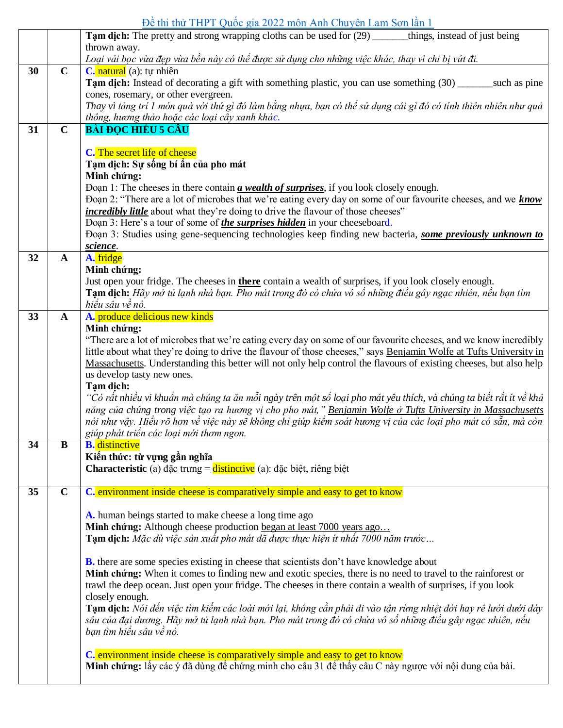| | | |
|---|---|---|
| | | **Tạm dịch:** The pretty and strong wrapping cloths can be used for (29) _______things, instead of just being thrown away.<br>*Loại vải bọc vừa đẹp vừa bền này có thể được sử dụng cho những việc khác, thay vì chỉ bị vứt đi.* |
| **30** | **C** | **C.** natural (a): tự nhiên<br>**Tạm dịch:** Instead of decorating a gift with something plastic, you can use something (30) _______such as pine cones, rosemary, or other evergreen.<br>*Thay vì tảng trí 1 món quà với thứ gì đó làm bằng nhựa, bạn có thể sử dụng cái gì đó có tính thiên nhiên như quả thông, hương thảo hoặc các loại cây xanh khác.* |
| **31** | **C** | **BÀI ĐỌC HIỂU 5 CÂU**<br><br>**C.** The secret life of cheese<br>**Tạm dịch: Sự sống bí ẩn của pho mát**<br>**Minh chứng:**<br>Đoạn 1: The cheeses in there contain ***a wealth of surprises***, if you look closely enough.<br>Đoạn 2: "There are a lot of microbes that we're eating every day on some of our favourite cheeses, and we ***know incredibly little*** about what they're doing to drive the flavour of those cheeses"<br>Đoạn 3: Here's a tour of some of ***the surprises hidden*** in your cheeseboard.<br>Đoạn 3: Studies using gene-sequencing technologies keep finding new bacteria, ***some previously unknown to science***. |
| **32** | **A** | **A.** fridge<br>**Minh chứng:**<br>Just open your fridge. The cheeses in **there** contain a wealth of surprises, if you look closely enough.<br>**Tạm dịch:** *Hãy mở tủ lạnh nhà bạn. Pho mát trong đó có chứa vô số những điều gây ngạc nhiên, nếu bạn tìm hiểu sâu về nó.* |
| **33** | **A** | **A.** produce delicious new kinds<br>**Minh chứng:**<br>"There are a lot of microbes that we're eating every day on some of our favourite cheeses, and we know incredibly little about what they're doing to drive the flavour of those cheeses," says Benjamin Wolfe at Tufts University in Massachusetts. Understanding this better will not only help control the flavours of existing cheeses, but also help us develop tasty new ones.<br>**Tạm dịch:**<br>*"Có rất nhiều vi khuẩn mà chúng ta ăn mỗi ngày trên một số loại pho mát yêu thích, và chúng ta biết rất ít về khả năng của chúng trong việc tạo ra hương vị cho pho mát," Benjamin Wolfe ở Tufts University in Massachusetts nói như vậy. Hiểu rõ hơn về việc này sẽ không chỉ giúp kiểm soát hương vị của các loại pho mát có sẵn, mà còn giúp phát triển các loại mới thơm ngon.* |
| **34** | **B** | **B.** distinctive<br>**Kiến thức: từ vựng gần nghĩa**<br>**Characteristic** (a) đặc trưng = distinctive (a): đặc biệt, riêng biệt |
| **35** | **C** | **C.** environment inside cheese is comparatively simple and easy to get to know<br><br>**A.** human beings started to make cheese a long time ago<br>**Minh chứng:** Although cheese production began at least 7000 years ago…<br>**Tạm dịch:** *Mặc dù việc sản xuất pho mát đã được thực hiện ít nhất 7000 năm trước…*<br><br>**B.** there are some species existing in cheese that scientists don't have knowledge about<br>**Minh chứng:** When it comes to finding new and exotic species, there is no need to travel to the rainforest or trawl the deep ocean. Just open your fridge. The cheeses in there contain a wealth of surprises, if you look closely enough.<br>**Tạm dịch:** *Nói đến việc tìm kiếm các loài mới lại, không cần phải đi vào tận rừng nhiệt đới hay rê lưới dưới đáy sâu của đại dương. Hãy mở tủ lạnh nhà bạn. Pho mát trong đó có chứa vô số những điều gây ngạc nhiên, nếu bạn tìm hiểu sâu về nó.*<br><br>**C.** environment inside cheese is comparatively simple and easy to get to know<br>**Minh chứng:** lấy các ý đã dùng để chứng minh cho câu 31 để thấy câu C này ngược với nội dung của bài. |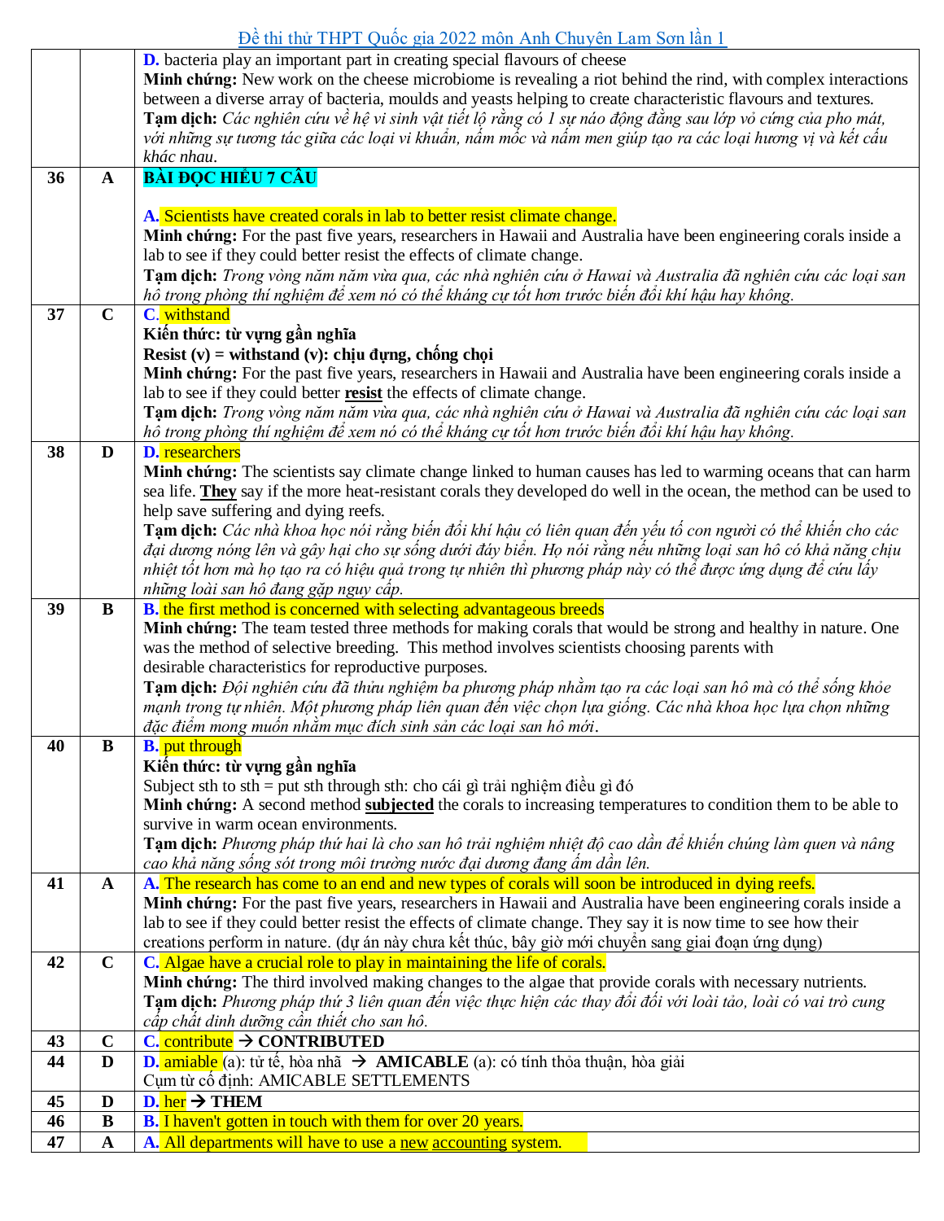| | | |
|---|---|---|
| | | **D.** bacteria play an important part in creating special flavours of cheese<br>**Minh chứng:** New work on the cheese microbiome is revealing a riot behind the rind, with complex interactions between a diverse array of bacteria, moulds and yeasts helping to create characteristic flavours and textures.<br>**Tạm dịch:** *Các nghiên cứu về hệ vi sinh vật tiết lộ rằng có 1 sự náo động đằng sau lớp vỏ cứng của pho mát, với những sự tương tác giữa các loại vi khuẩn, nấm mốc và nấm men giúp tạo ra các loại hương vị và kết cấu khác nhau.* |
| **36** | **A** | **BÀI ĐỌC HIỂU 7 CÂU**<br><br>**A.** Scientists have created corals in lab to better resist climate change.<br>**Minh chứng:** For the past five years, researchers in Hawaii and Australia have been engineering corals inside a lab to see if they could better resist the effects of climate change.<br>**Tạm dịch:** *Trong vòng năm năm vừa qua, các nhà nghiên cứu ở Hawai và Australia đã nghiên cứu các loại san hô trong phòng thí nghiệm để xem nó có thể kháng cự tốt hơn trước biến đổi khí hậu hay không.* |
| **37** | **C** | **C.** withstand<br>**Kiến thức: từ vựng gần nghĩa**<br>**Resist (v) = withstand (v): chịu đựng, chống chọi**<br>**Minh chứng:** For the past five years, researchers in Hawaii and Australia have been engineering corals inside a lab to see if they could better **resist** the effects of climate change.<br>**Tạm dịch:** *Trong vòng năm năm vừa qua, các nhà nghiên cứu ở Hawai và Australia đã nghiên cứu các loại san hô trong phòng thí nghiệm để xem nó có thể kháng cự tốt hơn trước biến đổi khí hậu hay không.* |
| **38** | **D** | **D.** researchers<br>**Minh chứng:** The scientists say climate change linked to human causes has led to warming oceans that can harm sea life. **They** say if the more heat-resistant corals they developed do well in the ocean, the method can be used to help save suffering and dying reefs.<br>**Tạm dịch:** *Các nhà khoa học nói rằng biến đổi khí hậu có liên quan đến yếu tố con người có thể khiến cho các đại dương nóng lên và gây hại cho sự sống dưới đáy biển. Họ nói rằng nếu những loại san hô có khả năng chịu nhiệt tốt hơn mà họ tạo ra có hiệu quả trong tự nhiên thì phương pháp này có thể được ứng dụng để cứu lấy những loài san hô đang gặp nguy cấp.* |
| **39** | **B** | **B.** the first method is concerned with selecting advantageous breeds<br>**Minh chứng:** The team tested three methods for making corals that would be strong and healthy in nature. One was the method of selective breeding. This method involves scientists choosing parents with desirable characteristics for reproductive purposes.<br>**Tạm dịch:** *Đội nghiên cứu đã thử nghiệm ba phương pháp nhằm tạo ra các loại san hô mà có thể sống khỏe mạnh trong tự nhiên. Một phương pháp liên quan đến việc chọn lựa giống. Các nhà khoa học lựa chọn những đặc điểm mong muốn nhằm mục đích sinh sản các loại san hô mới.* |
| **40** | **B** | **B.** put through<br>**Kiến thức: từ vựng gần nghĩa**<br>Subject sth to sth = put sth through sth: cho cái gì trải nghiệm điều gì đó<br>**Minh chứng:** A second method **subjected** the corals to increasing temperatures to condition them to be able to survive in warm ocean environments.<br>**Tạm dịch:** *Phương pháp thứ hai là cho san hô trải nghiệm nhiệt độ cao dần để khiến chúng làm quen và nâng cao khả năng sống sót trong môi trường nước đại dương đang ấm dần lên.* |
| **41** | **A** | **A.** The research has come to an end and new types of corals will soon be introduced in dying reefs.<br>**Minh chứng:** For the past five years, researchers in Hawaii and Australia have been engineering corals inside a lab to see if they could better resist the effects of climate change. They say it is now time to see how their creations perform in nature. (dự án này chưa kết thúc, bây giờ mới chuyển sang giai đoạn ứng dụng) |
| **42** | **C** | **C.** Algae have a crucial role to play in maintaining the life of corals.<br>**Minh chứng:** The third involved making changes to the algae that provide corals with necessary nutrients.<br>**Tạm dịch:** *Phương pháp thứ 3 liên quan đến việc thực hiện các thay đổi đối với loài tảo, loài có vai trò cung cấp chất dinh dưỡng cần thiết cho san hô.* |
| **43** | **C** | **C.** contribute → **CONTRIBUTED** |
| **44** | **D** | **D.** amiable (a): tử tế, hòa nhã → **AMICABLE** (a): có tính thỏa thuận, hòa giải<br>Cụm từ cố định: AMICABLE SETTLEMENTS |
| **45** | **D** | **D.** her → **THEM** |
| **46** | **B** | **B.** I haven't gotten in touch with them for over 20 years. |
| **47** | **A** | **A.** All departments will have to use a new accounting system. |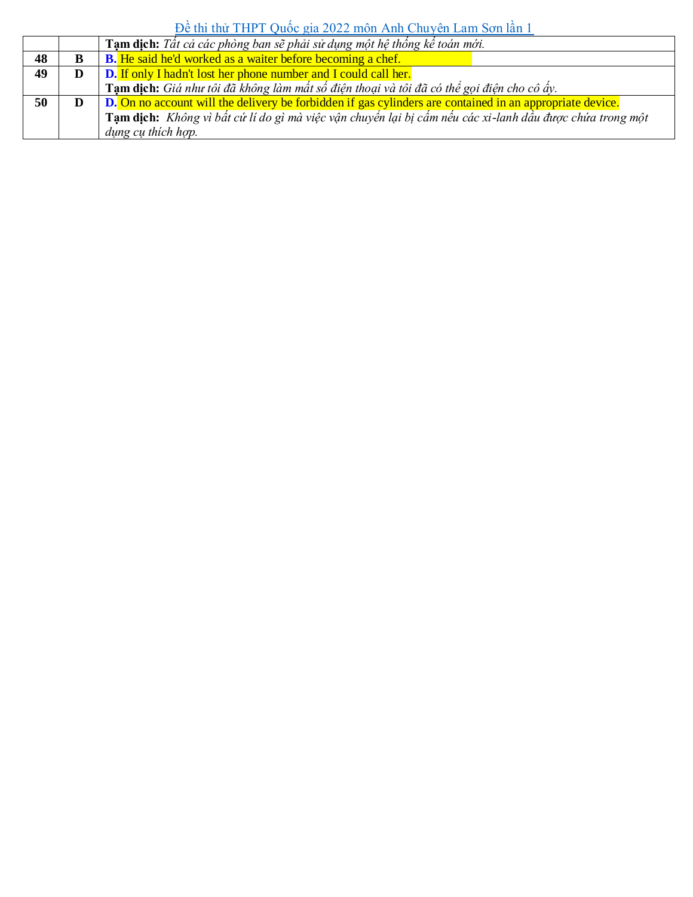| | | |
|---|---|---|
| | | **Tạm dịch:** *Tất cả các phòng ban sẽ phải sử dụng một hệ thống kế toán mới.* |
| **48** | **B** | **B.** He said he'd worked as a waiter before becoming a chef. |
| **49** | **D** | **D.** If only I hadn't lost her phone number and I could call her.<br>**Tạm dịch:** *Giá như tôi đã không làm mất số điện thoại và tôi đã có thể gọi điện cho cô ấy.* |
| **50** | **D** | **D.** On no account will the delivery be forbidden if gas cylinders are contained in an appropriate device.<br>**Tạm dịch:** *Không vì bất cứ lí do gì mà việc vận chuyển lại bị cấm nếu các xi-lanh dầu được chứa trong một dụng cụ thích hợp.* |